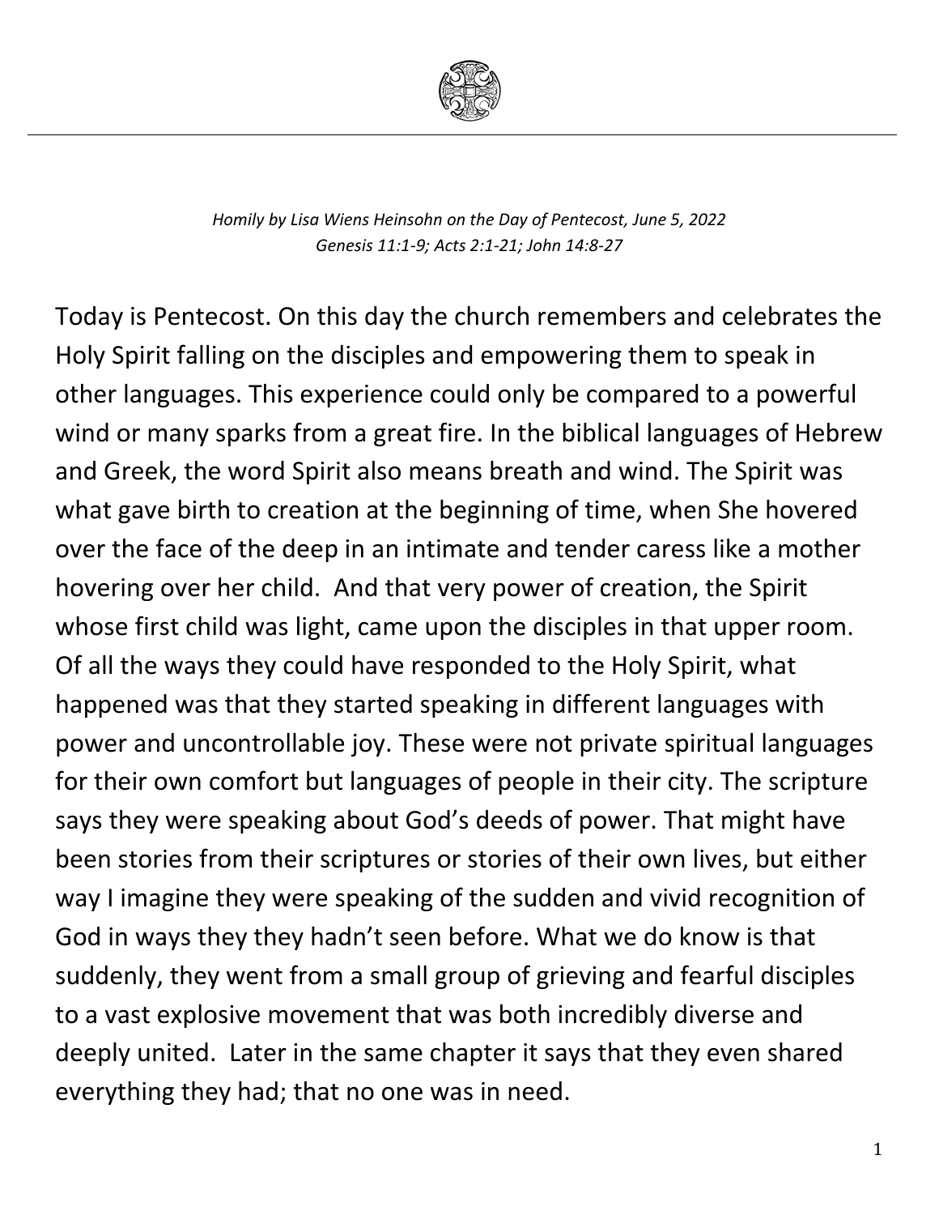*Homily by Lisa Wiens Heinsohn on the Day of Pentecost, June 5, 2022*
*Genesis 11:1-9; Acts 2:1-21; John 14:8-27*

Today is Pentecost. On this day the church remembers and celebrates the Holy Spirit falling on the disciples and empowering them to speak in other languages. This experience could only be compared to a powerful wind or many sparks from a great fire. In the biblical languages of Hebrew and Greek, the word Spirit also means breath and wind. The Spirit was what gave birth to creation at the beginning of time, when She hovered over the face of the deep in an intimate and tender caress like a mother hovering over her child. And that very power of creation, the Spirit whose first child was light, came upon the disciples in that upper room. Of all the ways they could have responded to the Holy Spirit, what happened was that they started speaking in different languages with power and uncontrollable joy. These were not private spiritual languages for their own comfort but languages of people in their city. The scripture says they were speaking about God's deeds of power. That might have been stories from their scriptures or stories of their own lives, but either way I imagine they were speaking of the sudden and vivid recognition of God in ways they they hadn't seen before. What we do know is that suddenly, they went from a small group of grieving and fearful disciples to a vast explosive movement that was both incredibly diverse and deeply united. Later in the same chapter it says that they even shared everything they had; that no one was in need.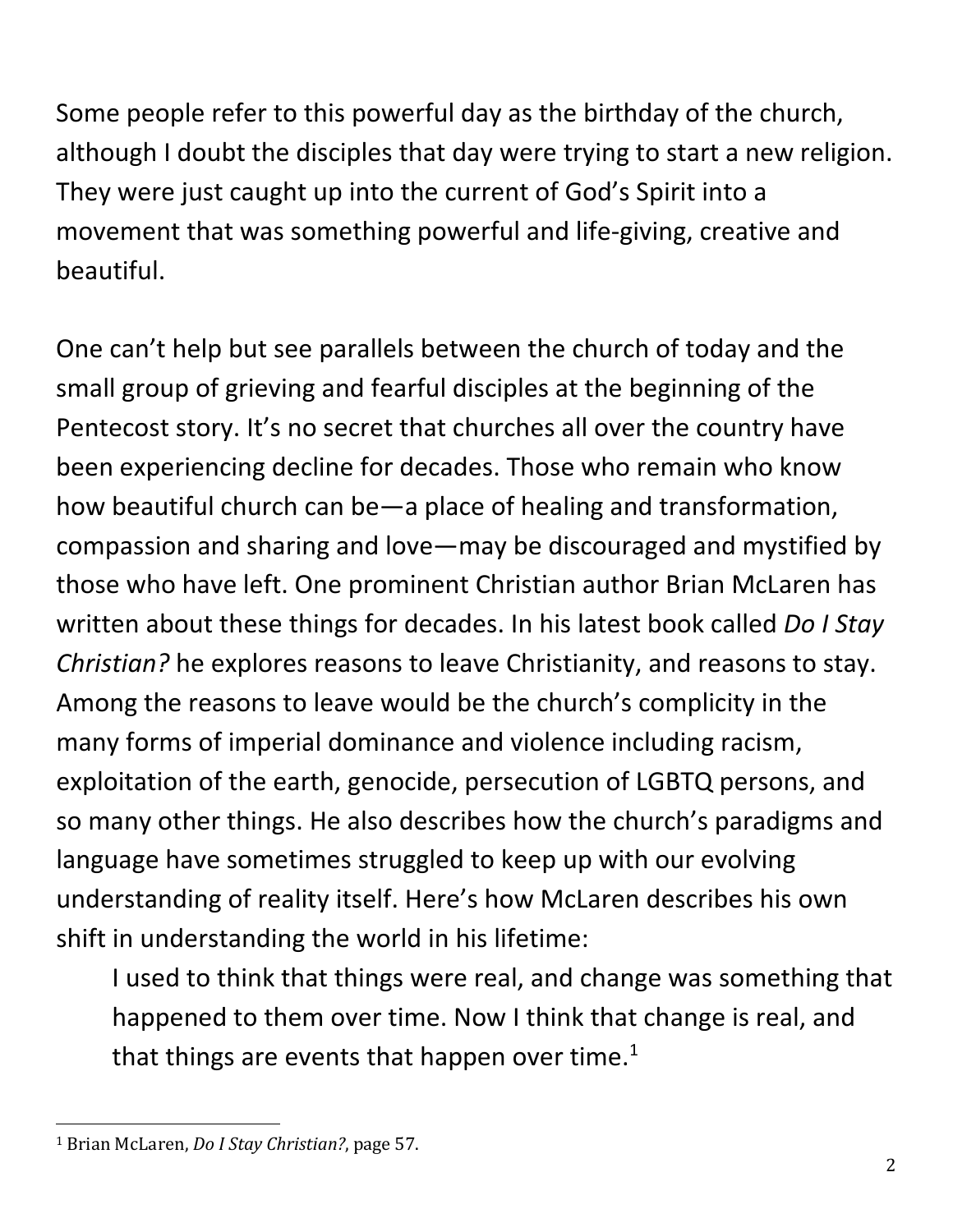Some people refer to this powerful day as the birthday of the church, although I doubt the disciples that day were trying to start a new religion. They were just caught up into the current of God's Spirit into a movement that was something powerful and life-giving, creative and beautiful.

One can't help but see parallels between the church of today and the small group of grieving and fearful disciples at the beginning of the Pentecost story. It's no secret that churches all over the country have been experiencing decline for decades. Those who remain who know how beautiful church can be—a place of healing and transformation, compassion and sharing and love—may be discouraged and mystified by those who have left. One prominent Christian author Brian McLaren has written about these things for decades. In his latest book called *Do I Stay Christian?* he explores reasons to leave Christianity, and reasons to stay. Among the reasons to leave would be the church's complicity in the many forms of imperial dominance and violence including racism, exploitation of the earth, genocide, persecution of LGBTQ persons, and so many other things. He also describes how the church's paradigms and language have sometimes struggled to keep up with our evolving understanding of reality itself. Here's how McLaren describes his own shift in understanding the world in his lifetime:

> I used to think that things were real, and change was something that happened to them over time. Now I think that change is real, and that things are events that happen over time.[1]

---

[1] Brian McLaren, *Do I Stay Christian?*, page 57.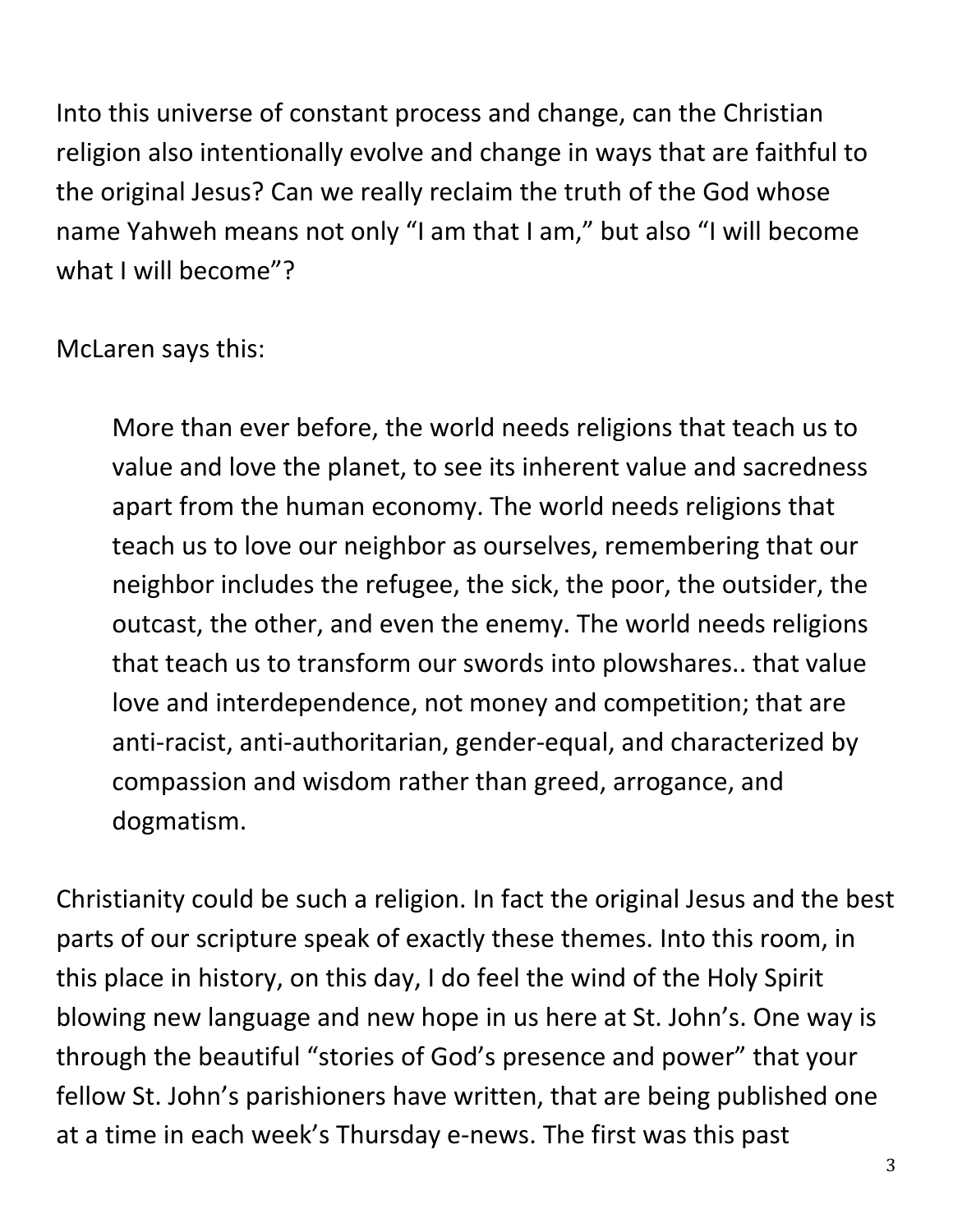Into this universe of constant process and change, can the Christian religion also intentionally evolve and change in ways that are faithful to the original Jesus? Can we really reclaim the truth of the God whose name Yahweh means not only "I am that I am," but also "I will become what I will become"?

McLaren says this:

> More than ever before, the world needs religions that teach us to value and love the planet, to see its inherent value and sacredness apart from the human economy. The world needs religions that teach us to love our neighbor as ourselves, remembering that our neighbor includes the refugee, the sick, the poor, the outsider, the outcast, the other, and even the enemy. The world needs religions that teach us to transform our swords into plowshares.. that value love and interdependence, not money and competition; that are anti-racist, anti-authoritarian, gender-equal, and characterized by compassion and wisdom rather than greed, arrogance, and dogmatism.

Christianity could be such a religion. In fact the original Jesus and the best parts of our scripture speak of exactly these themes. Into this room, in this place in history, on this day, I do feel the wind of the Holy Spirit blowing new language and new hope in us here at St. John's. One way is through the beautiful "stories of God's presence and power" that your fellow St. John's parishioners have written, that are being published one at a time in each week's Thursday e-news. The first was this past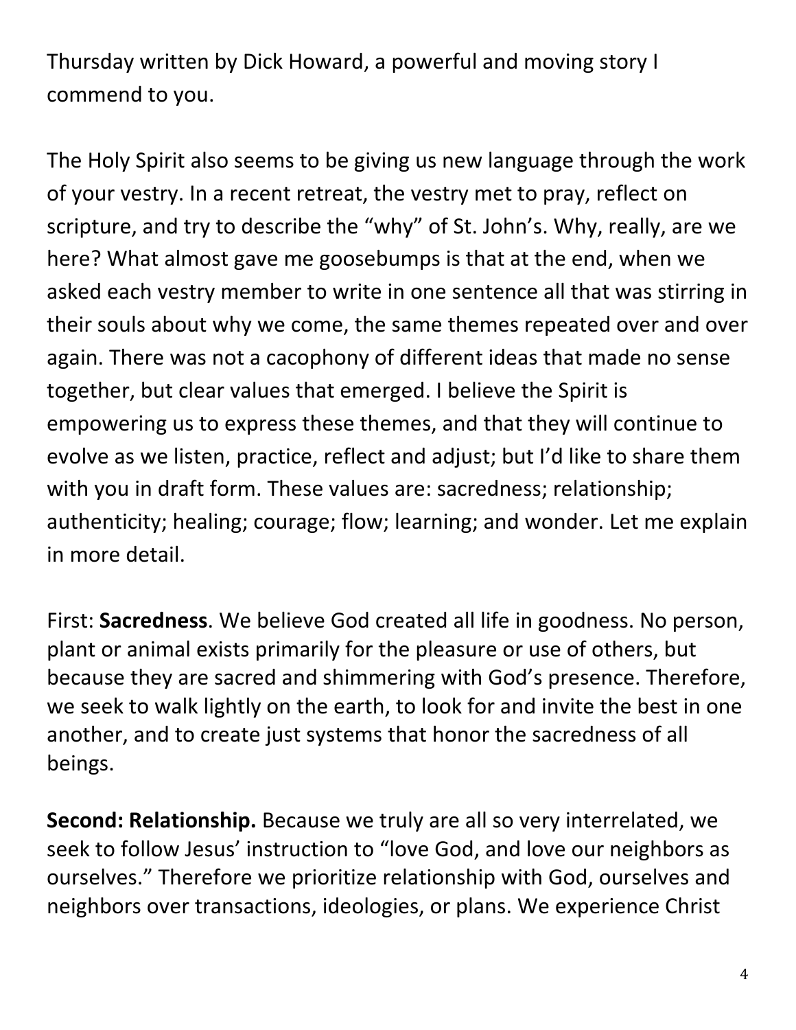Thursday written by Dick Howard, a powerful and moving story I commend to you.

The Holy Spirit also seems to be giving us new language through the work of your vestry. In a recent retreat, the vestry met to pray, reflect on scripture, and try to describe the "why" of St. John's. Why, really, are we here? What almost gave me goosebumps is that at the end, when we asked each vestry member to write in one sentence all that was stirring in their souls about why we come, the same themes repeated over and over again. There was not a cacophony of different ideas that made no sense together, but clear values that emerged. I believe the Spirit is empowering us to express these themes, and that they will continue to evolve as we listen, practice, reflect and adjust; but I'd like to share them with you in draft form. These values are: sacredness; relationship; authenticity; healing; courage; flow; learning; and wonder. Let me explain in more detail.

First: **Sacredness**. We believe God created all life in goodness. No person, plant or animal exists primarily for the pleasure or use of others, but because they are sacred and shimmering with God's presence. Therefore, we seek to walk lightly on the earth, to look for and invite the best in one another, and to create just systems that honor the sacredness of all beings.

**Second: Relationship.** Because we truly are all so very interrelated, we seek to follow Jesus' instruction to "love God, and love our neighbors as ourselves." Therefore we prioritize relationship with God, ourselves and neighbors over transactions, ideologies, or plans. We experience Christ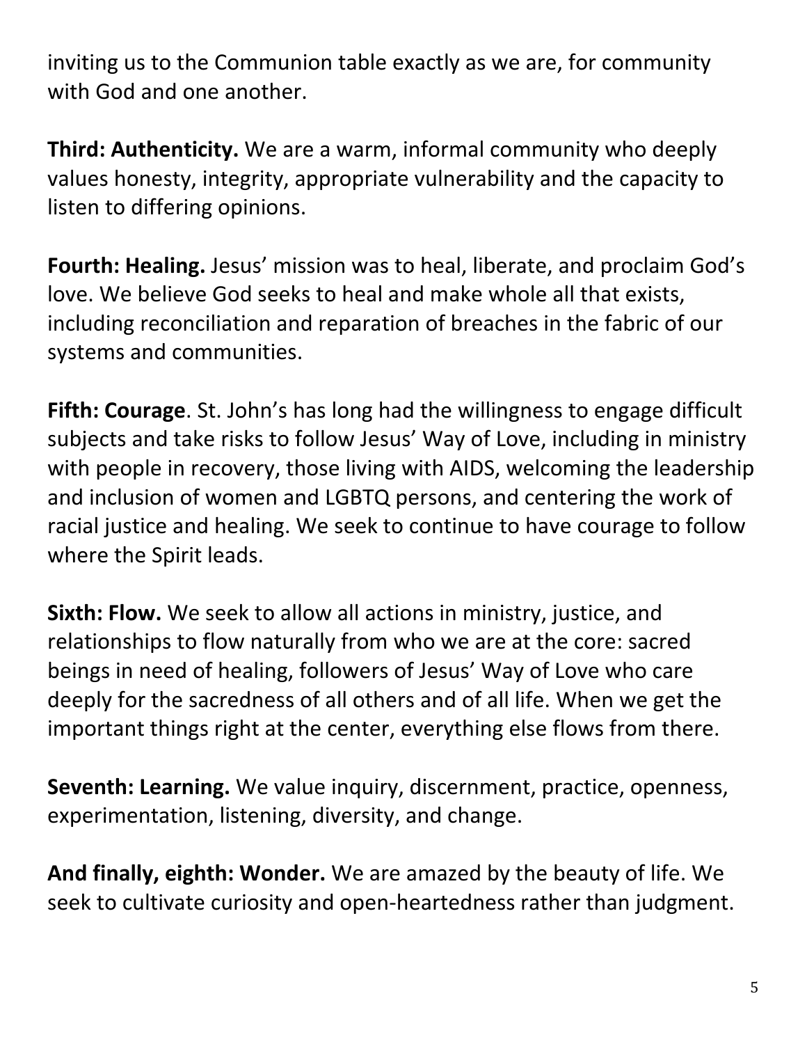inviting us to the Communion table exactly as we are, for community with God and one another.

**Third: Authenticity.** We are a warm, informal community who deeply values honesty, integrity, appropriate vulnerability and the capacity to listen to differing opinions.

**Fourth: Healing.** Jesus' mission was to heal, liberate, and proclaim God's love. We believe God seeks to heal and make whole all that exists, including reconciliation and reparation of breaches in the fabric of our systems and communities.

**Fifth: Courage**. St. John's has long had the willingness to engage difficult subjects and take risks to follow Jesus' Way of Love, including in ministry with people in recovery, those living with AIDS, welcoming the leadership and inclusion of women and LGBTQ persons, and centering the work of racial justice and healing. We seek to continue to have courage to follow where the Spirit leads.

**Sixth: Flow.** We seek to allow all actions in ministry, justice, and relationships to flow naturally from who we are at the core: sacred beings in need of healing, followers of Jesus' Way of Love who care deeply for the sacredness of all others and of all life. When we get the important things right at the center, everything else flows from there.

**Seventh: Learning.** We value inquiry, discernment, practice, openness, experimentation, listening, diversity, and change.

**And finally, eighth: Wonder.** We are amazed by the beauty of life. We seek to cultivate curiosity and open-heartedness rather than judgment.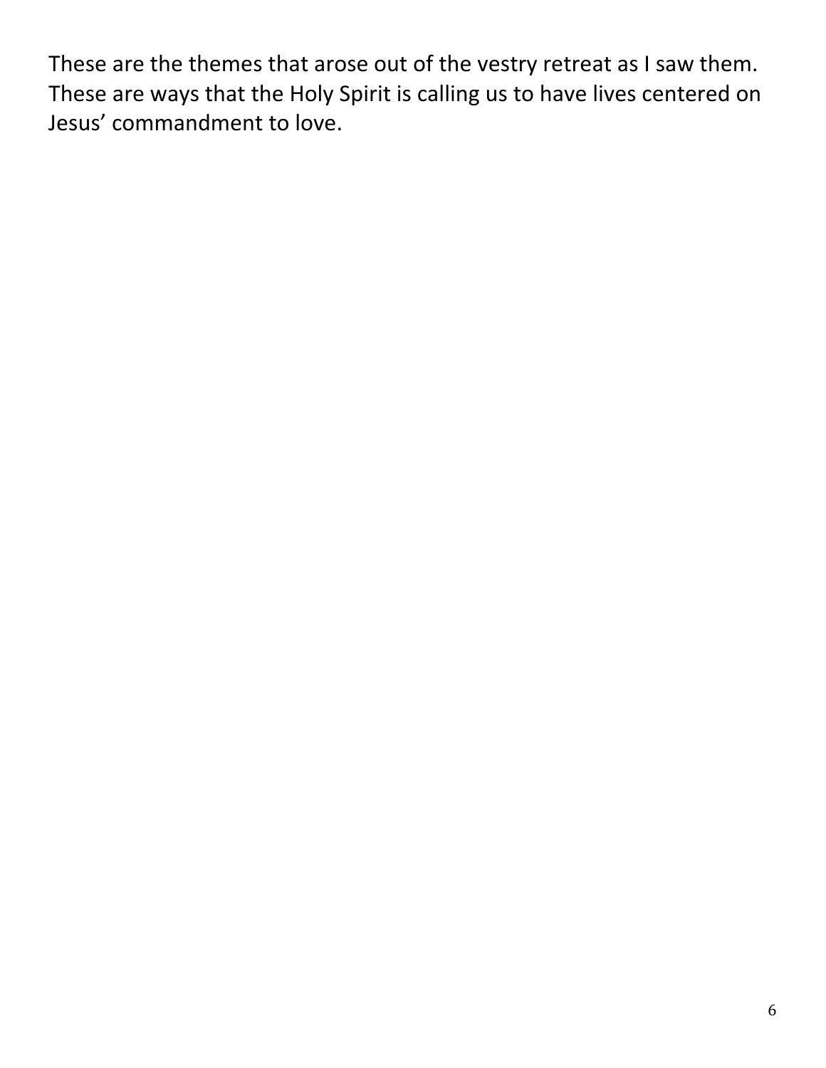These are the themes that arose out of the vestry retreat as I saw them. These are ways that the Holy Spirit is calling us to have lives centered on Jesus' commandment to love.